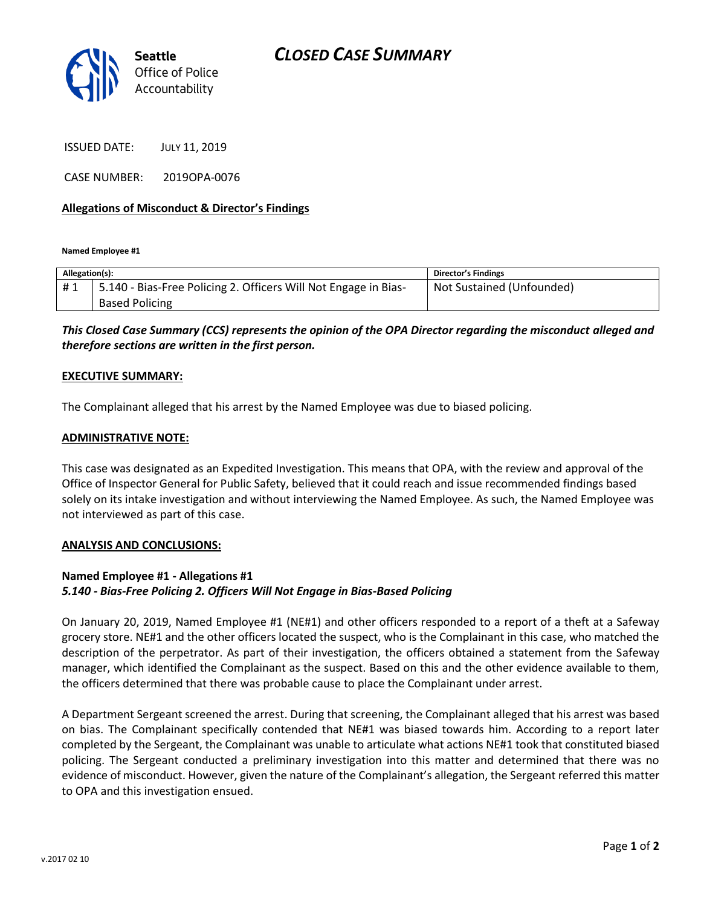Seattle Office of Police Accountability

# CLOSED CASE SUMMARY

ISSUED DATE: JULY 11, 2019

CASE NUMBER: 2019OPA-0076

**Allegations of Misconduct & Director's Findings**

**Named Employee #1**

| Allegation(s): | | Director's Findings |
|---|---|---|
| # 1 | 5.140 - Bias-Free Policing 2. Officers Will Not Engage in Bias-Based Policing | Not Sustained (Unfounded) |

***This Closed Case Summary (CCS) represents the opinion of the OPA Director regarding the misconduct alleged and therefore sections are written in the first person.***

**EXECUTIVE SUMMARY:**

The Complainant alleged that his arrest by the Named Employee was due to biased policing.

**ADMINISTRATIVE NOTE:**

This case was designated as an Expedited Investigation. This means that OPA, with the review and approval of the Office of Inspector General for Public Safety, believed that it could reach and issue recommended findings based solely on its intake investigation and without interviewing the Named Employee. As such, the Named Employee was not interviewed as part of this case.

**ANALYSIS AND CONCLUSIONS:**

**Named Employee #1 - Allegations #1**
***5.140 - Bias-Free Policing 2. Officers Will Not Engage in Bias-Based Policing***

On January 20, 2019, Named Employee #1 (NE#1) and other officers responded to a report of a theft at a Safeway grocery store. NE#1 and the other officers located the suspect, who is the Complainant in this case, who matched the description of the perpetrator. As part of their investigation, the officers obtained a statement from the Safeway manager, which identified the Complainant as the suspect. Based on this and the other evidence available to them, the officers determined that there was probable cause to place the Complainant under arrest.

A Department Sergeant screened the arrest. During that screening, the Complainant alleged that his arrest was based on bias. The Complainant specifically contended that NE#1 was biased towards him. According to a report later completed by the Sergeant, the Complainant was unable to articulate what actions NE#1 took that constituted biased policing. The Sergeant conducted a preliminary investigation into this matter and determined that there was no evidence of misconduct. However, given the nature of the Complainant's allegation, the Sergeant referred this matter to OPA and this investigation ensued.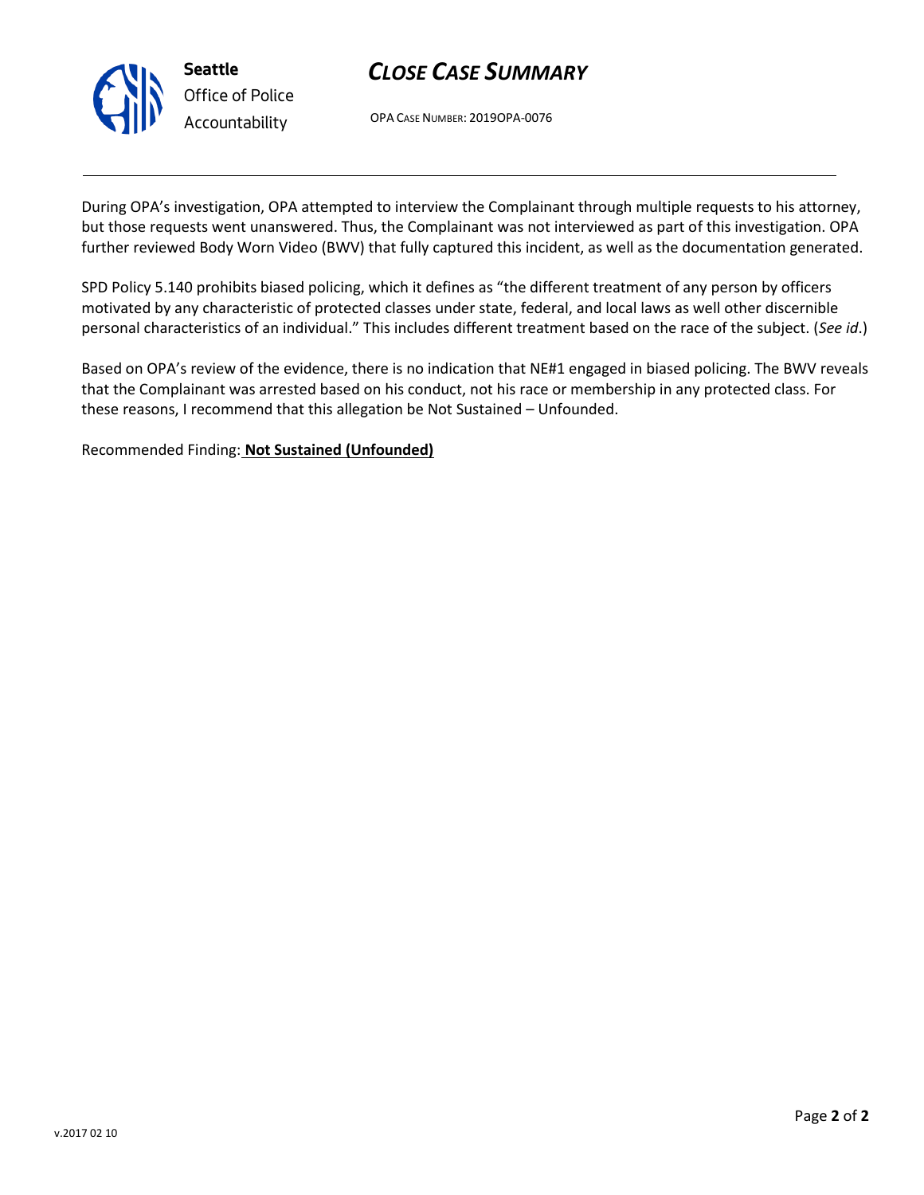During OPA's investigation, OPA attempted to interview the Complainant through multiple requests to his attorney, but those requests went unanswered. Thus, the Complainant was not interviewed as part of this investigation. OPA further reviewed Body Worn Video (BWV) that fully captured this incident, as well as the documentation generated.

SPD Policy 5.140 prohibits biased policing, which it defines as "the different treatment of any person by officers motivated by any characteristic of protected classes under state, federal, and local laws as well other discernible personal characteristics of an individual." This includes different treatment based on the race of the subject. (*See id*.)

Based on OPA's review of the evidence, there is no indication that NE#1 engaged in biased policing. The BWV reveals that the Complainant was arrested based on his conduct, not his race or membership in any protected class. For these reasons, I recommend that this allegation be Not Sustained – Unfounded.

Recommended Finding: **Not Sustained (Unfounded)**